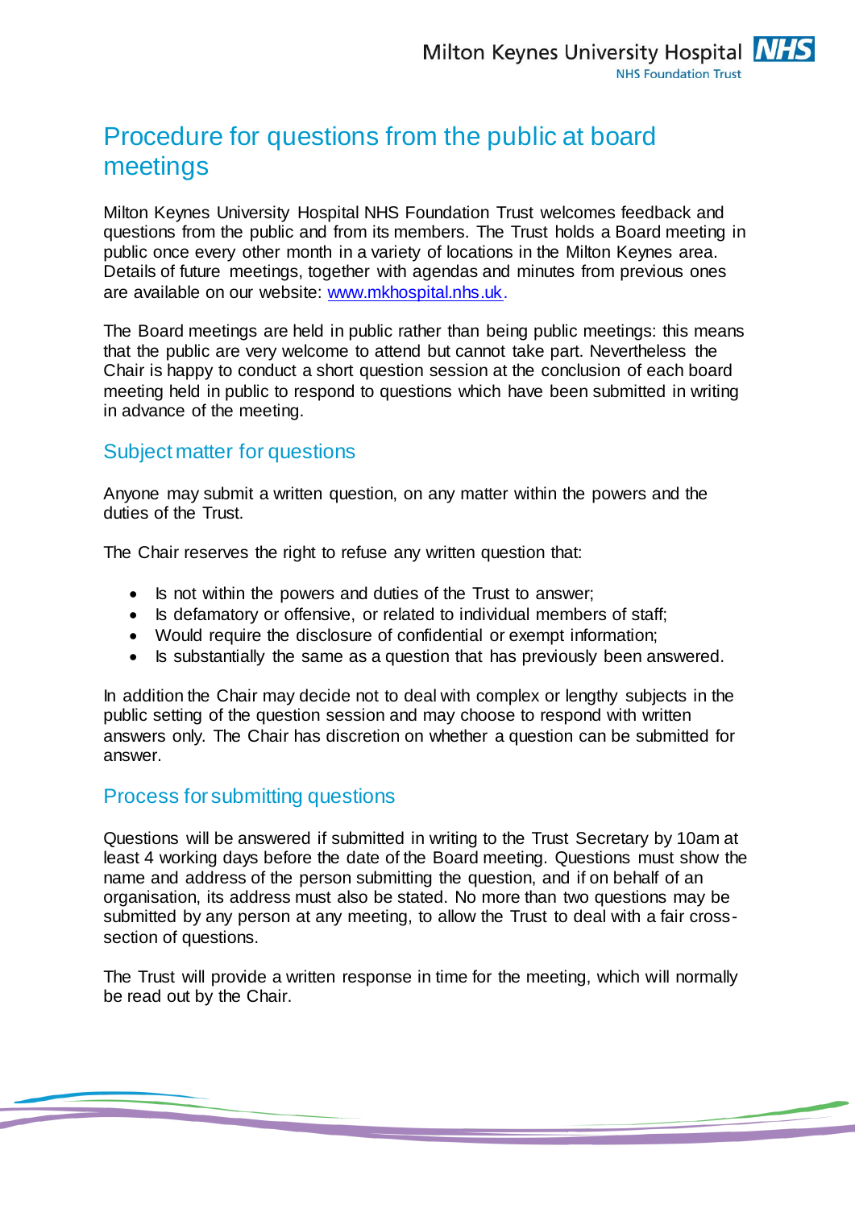# Procedure for questions from the public at board meetings

Milton Keynes University Hospital NHS Foundation Trust welcomes feedback and questions from the public and from its members. The Trust holds a Board meeting in public once every other month in a variety of locations in the Milton Keynes area. Details of future meetings, together with agendas and minutes from previous ones are available on our website: www.mkhospital.nhs.uk.

The Board meetings are held in public rather than being public meetings: this means that the public are very welcome to attend but cannot take part. Nevertheless the Chair is happy to conduct a short question session at the conclusion of each board meeting held in public to respond to questions which have been submitted in writing in advance of the meeting.

## Subject matter for questions

Anyone may submit a written question, on any matter within the powers and the duties of the Trust.

The Chair reserves the right to refuse any written question that:

- Is not within the powers and duties of the Trust to answer;
- Is defamatory or offensive, or related to individual members of staff;
- Would require the disclosure of confidential or exempt information;
- Is substantially the same as a question that has previously been answered.

In addition the Chair may decide not to deal with complex or lengthy subjects in the public setting of the question session and may choose to respond with written answers only. The Chair has discretion on whether a question can be submitted for answer.

## Process for submitting questions

Questions will be answered if submitted in writing to the Trust Secretary by 10am at least 4 working days before the date of the Board meeting. Questions must show the name and address of the person submitting the question, and if on behalf of an organisation, its address must also be stated. No more than two questions may be submitted by any person at any meeting, to allow the Trust to deal with a fair cross-section of questions.

The Trust will provide a written response in time for the meeting, which will normally be read out by the Chair.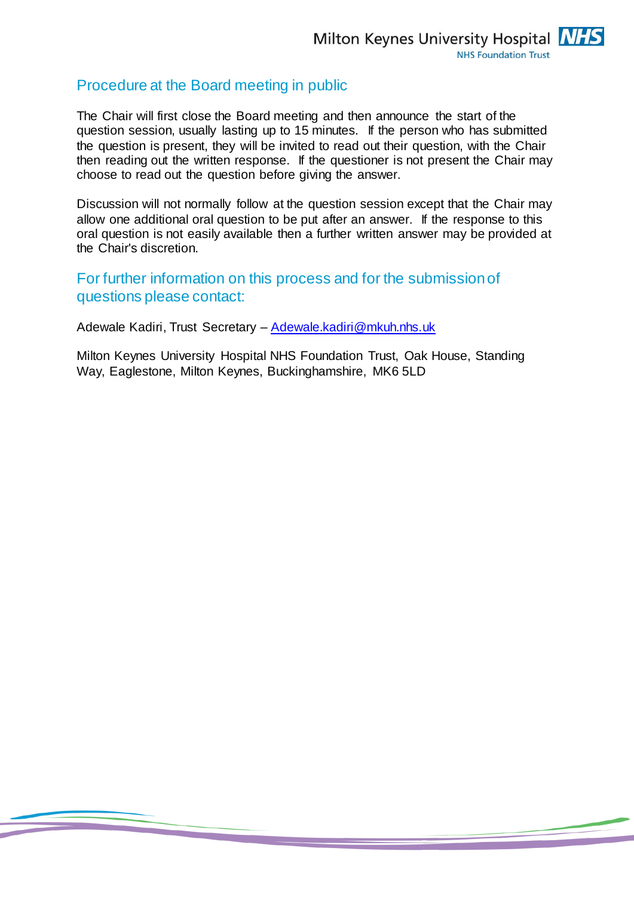## Procedure at the Board meeting in public

The Chair will first close the Board meeting and then announce the start of the question session, usually lasting up to 15 minutes. If the person who has submitted the question is present, they will be invited to read out their question, with the Chair then reading out the written response. If the questioner is not present the Chair may choose to read out the question before giving the answer.

Discussion will not normally follow at the question session except that the Chair may allow one additional oral question to be put after an answer. If the response to this oral question is not easily available then a further written answer may be provided at the Chair's discretion.

## For further information on this process and for the submission of questions please contact:

Adewale Kadiri, Trust Secretary – Adewale.kadiri@mkuh.nhs.uk

Milton Keynes University Hospital NHS Foundation Trust, Oak House, Standing Way, Eaglestone, Milton Keynes, Buckinghamshire, MK6 5LD